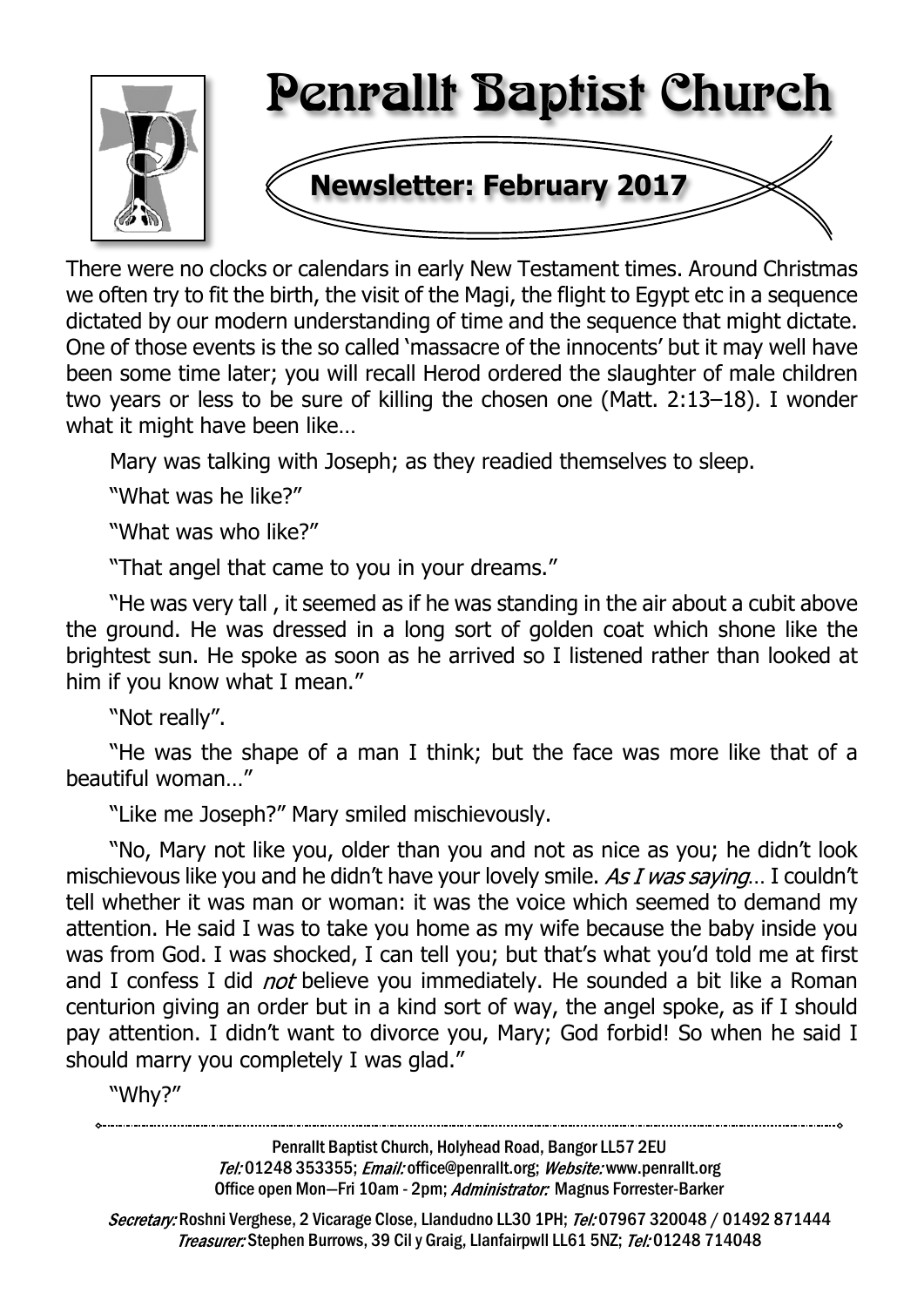# Penrallt Baptist Church

## Newsletter: February 2017

There were no clocks or calendars in early New Testament times. Around Christmas we often try to fit the birth, the visit of the Magi, the flight to Egypt etc in a sequence dictated by our modern understanding of time and the sequence that might dictate. One of those events is the so called 'massacre of the innocents' but it may well have been some time later; you will recall Herod ordered the slaughter of male children two years or less to be sure of killing the chosen one (Matt. 2:13–18). I wonder what it might have been like…

Mary was talking with Joseph; as they readied themselves to sleep.

"What was he like?"

"What was who like?"

"That angel that came to you in your dreams."

"He was very tall , it seemed as if he was standing in the air about a cubit above the ground. He was dressed in a long sort of golden coat which shone like the brightest sun. He spoke as soon as he arrived so I listened rather than looked at him if you know what I mean."

"Not really".

"He was the shape of a man I think; but the face was more like that of a beautiful woman…"

"Like me Joseph?" Mary smiled mischievously.

"No, Mary not like you, older than you and not as nice as you; he didn't look mischievous like you and he didn't have your lovely smile. *As I was saying*… I couldn't tell whether it was man or woman: it was the voice which seemed to demand my attention. He said I was to take you home as my wife because the baby inside you was from God. I was shocked, I can tell you; but that's what you'd told me at first and I confess I did *not* believe you immediately. He sounded a bit like a Roman centurion giving an order but in a kind sort of way, the angel spoke, as if I should pay attention. I didn't want to divorce you, Mary; God forbid! So when he said I should marry you completely I was glad."

"Why?"

---

Penrallt Baptist Church, Holyhead Road, Bangor LL57 2EU
*Tel:* 01248 353355; *Email:* office@penrallt.org; *Website:* www.penrallt.org
Office open Mon—Fri 10am - 2pm; *Administrator:* Magnus Forrester-Barker

*Secretary:* Roshni Verghese, 2 Vicarage Close, Llandudno LL30 1PH; *Tel:* 07967 320048 / 01492 871444
*Treasurer:* Stephen Burrows, 39 Cil y Graig, Llanfairpwll LL61 5NZ; *Tel:* 01248 714048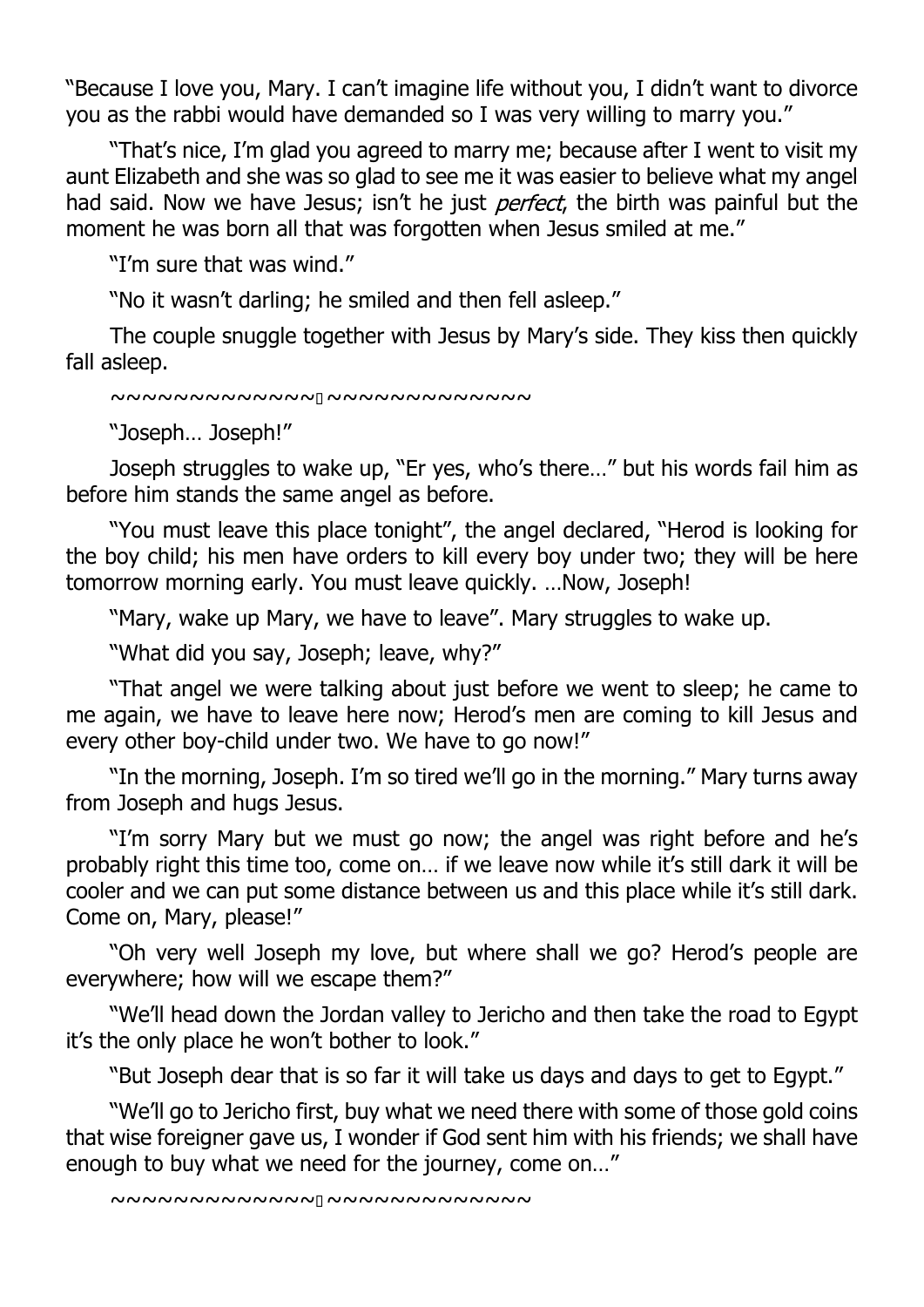"Because I love you, Mary. I can't imagine life without you, I didn't want to divorce you as the rabbi would have demanded so I was very willing to marry you."

"That's nice, I'm glad you agreed to marry me; because after I went to visit my aunt Elizabeth and she was so glad to see me it was easier to believe what my angel had said. Now we have Jesus; isn't he just *perfect*, the birth was painful but the moment he was born all that was forgotten when Jesus smiled at me."

"I'm sure that was wind."

"No it wasn't darling; he smiled and then fell asleep."

The couple snuggle together with Jesus by Mary's side. They kiss then quickly fall asleep.

~~~~~~~~~~~~~~~~~~~~~~~~~~~

"Joseph… Joseph!"

Joseph struggles to wake up, "Er yes, who's there…" but his words fail him as before him stands the same angel as before.

"You must leave this place tonight", the angel declared, "Herod is looking for the boy child; his men have orders to kill every boy under two; they will be here tomorrow morning early. You must leave quickly. …Now, Joseph!

"Mary, wake up Mary, we have to leave". Mary struggles to wake up.

"What did you say, Joseph; leave, why?"

"That angel we were talking about just before we went to sleep; he came to me again, we have to leave here now; Herod's men are coming to kill Jesus and every other boy-child under two. We have to go now!"

"In the morning, Joseph. I'm so tired we'll go in the morning." Mary turns away from Joseph and hugs Jesus.

"I'm sorry Mary but we must go now; the angel was right before and he's probably right this time too, come on… if we leave now while it's still dark it will be cooler and we can put some distance between us and this place while it's still dark. Come on, Mary, please!"

"Oh very well Joseph my love, but where shall we go? Herod's people are everywhere; how will we escape them?"

"We'll head down the Jordan valley to Jericho and then take the road to Egypt it's the only place he won't bother to look."

"But Joseph dear that is so far it will take us days and days to get to Egypt."

"We'll go to Jericho first, buy what we need there with some of those gold coins that wise foreigner gave us, I wonder if God sent him with his friends; we shall have enough to buy what we need for the journey, come on…"

~~~~~~~~~~~~~~~~~~~~~~~~~~~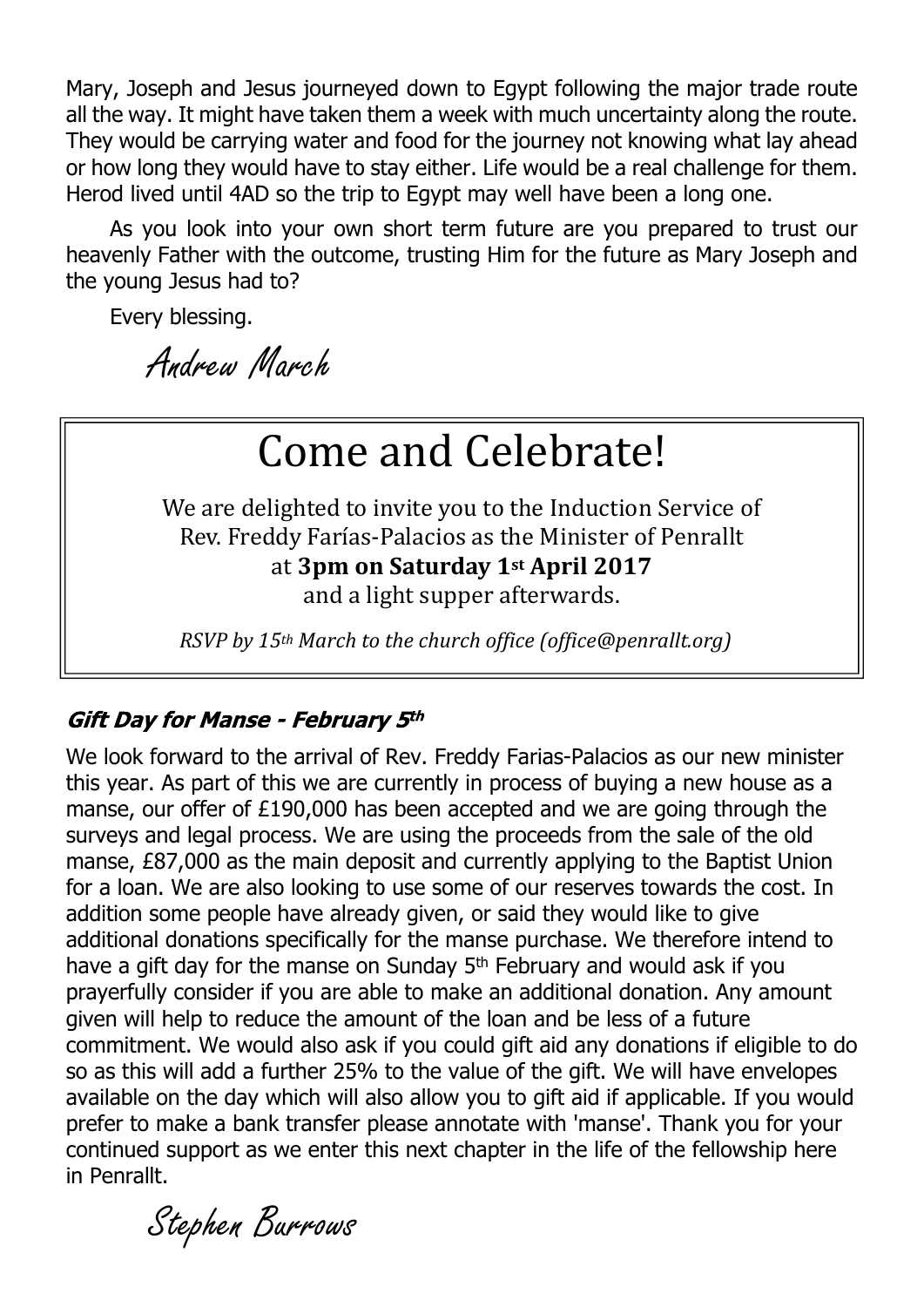Mary, Joseph and Jesus journeyed down to Egypt following the major trade route all the way. It might have taken them a week with much uncertainty along the route. They would be carrying water and food for the journey not knowing what lay ahead or how long they would have to stay either. Life would be a real challenge for them. Herod lived until 4AD so the trip to Egypt may well have been a long one.

As you look into your own short term future are you prepared to trust our heavenly Father with the outcome, trusting Him for the future as Mary Joseph and the young Jesus had to?

Every blessing.

Andrew March

# Come and Celebrate!

We are delighted to invite you to the Induction Service of Rev. Freddy Farías-Palacios as the Minister of Penrallt at **3pm on Saturday 1st April 2017** and a light supper afterwards.

*RSVP by 15th March to the church office (office@penrallt.org)*

### *Gift Day for Manse - February 5th*

We look forward to the arrival of Rev. Freddy Farias-Palacios as our new minister this year. As part of this we are currently in process of buying a new house as a manse, our offer of £190,000 has been accepted and we are going through the surveys and legal process. We are using the proceeds from the sale of the old manse, £87,000 as the main deposit and currently applying to the Baptist Union for a loan. We are also looking to use some of our reserves towards the cost. In addition some people have already given, or said they would like to give additional donations specifically for the manse purchase. We therefore intend to have a gift day for the manse on Sunday 5th February and would ask if you prayerfully consider if you are able to make an additional donation. Any amount given will help to reduce the amount of the loan and be less of a future commitment. We would also ask if you could gift aid any donations if eligible to do so as this will add a further 25% to the value of the gift. We will have envelopes available on the day which will also allow you to gift aid if applicable. If you would prefer to make a bank transfer please annotate with 'manse'. Thank you for your continued support as we enter this next chapter in the life of the fellowship here in Penrallt.

Stephen Burrows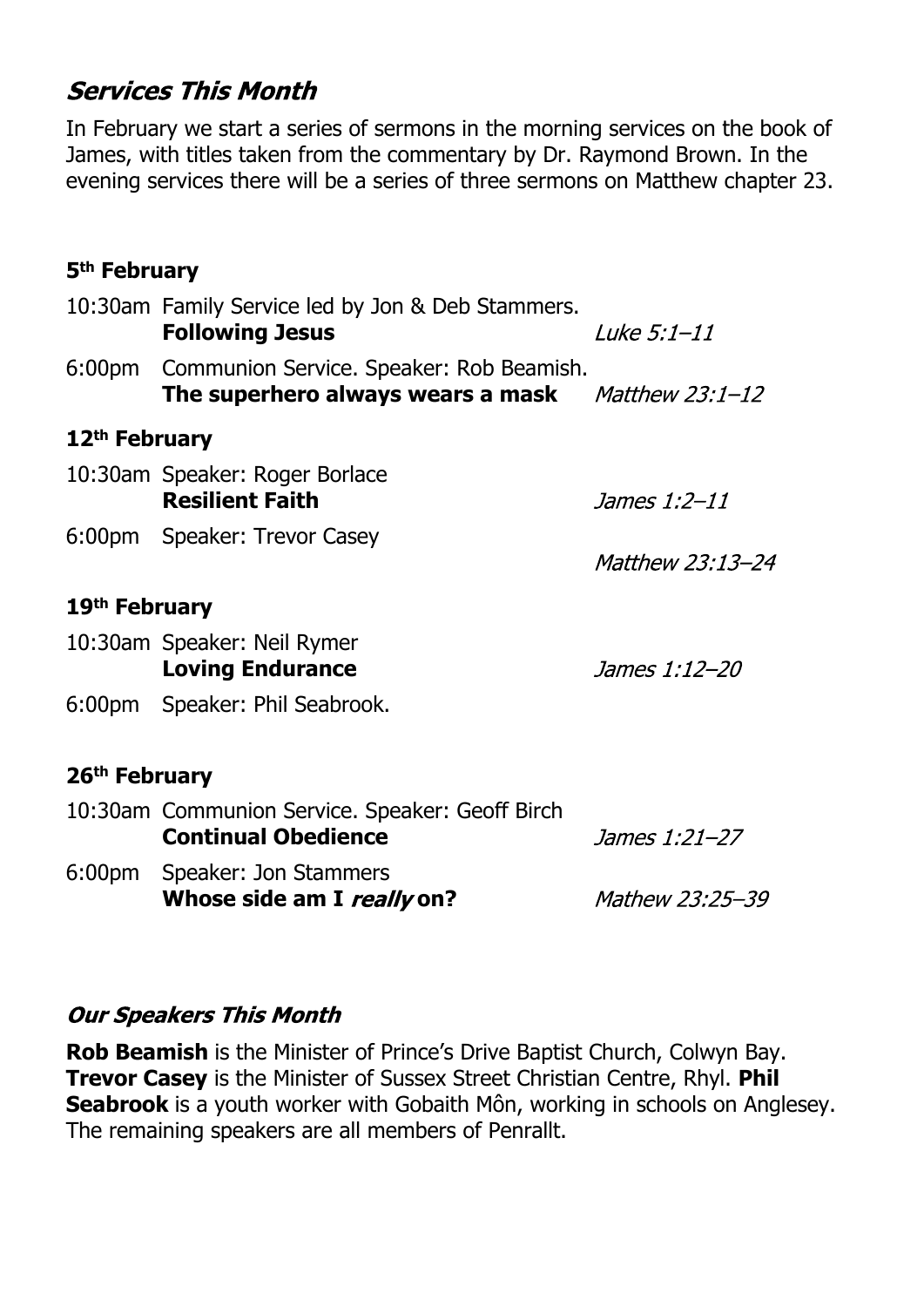## *Services This Month*

In February we start a series of sermons in the morning services on the book of James, with titles taken from the commentary by Dr. Raymond Brown. In the evening services there will be a series of three sermons on Matthew chapter 23.

### 5th February

10:30am Family Service led by Jon & Deb Stammers.
**Following Jesus** — *Luke 5:1–11*

6:00pm Communion Service. Speaker: Rob Beamish.
**The superhero always wears a mask** — *Matthew 23:1–12*

### 12th February

10:30am Speaker: Roger Borlace
**Resilient Faith** — *James 1:2–11*

6:00pm Speaker: Trevor Casey
*Matthew 23:13–24*

### 19th February

10:30am Speaker: Neil Rymer
**Loving Endurance** — *James 1:12–20*

6:00pm Speaker: Phil Seabrook.

### 26th February

10:30am Communion Service. Speaker: Geoff Birch
**Continual Obedience** — *James 1:21–27*

6:00pm Speaker: Jon Stammers
**Whose side am I *really* on?** — *Mathew 23:25–39*

## *Our Speakers This Month*

**Rob Beamish** is the Minister of Prince's Drive Baptist Church, Colwyn Bay. **Trevor Casey** is the Minister of Sussex Street Christian Centre, Rhyl. **Phil Seabrook** is a youth worker with Gobaith Môn, working in schools on Anglesey. The remaining speakers are all members of Penrallt.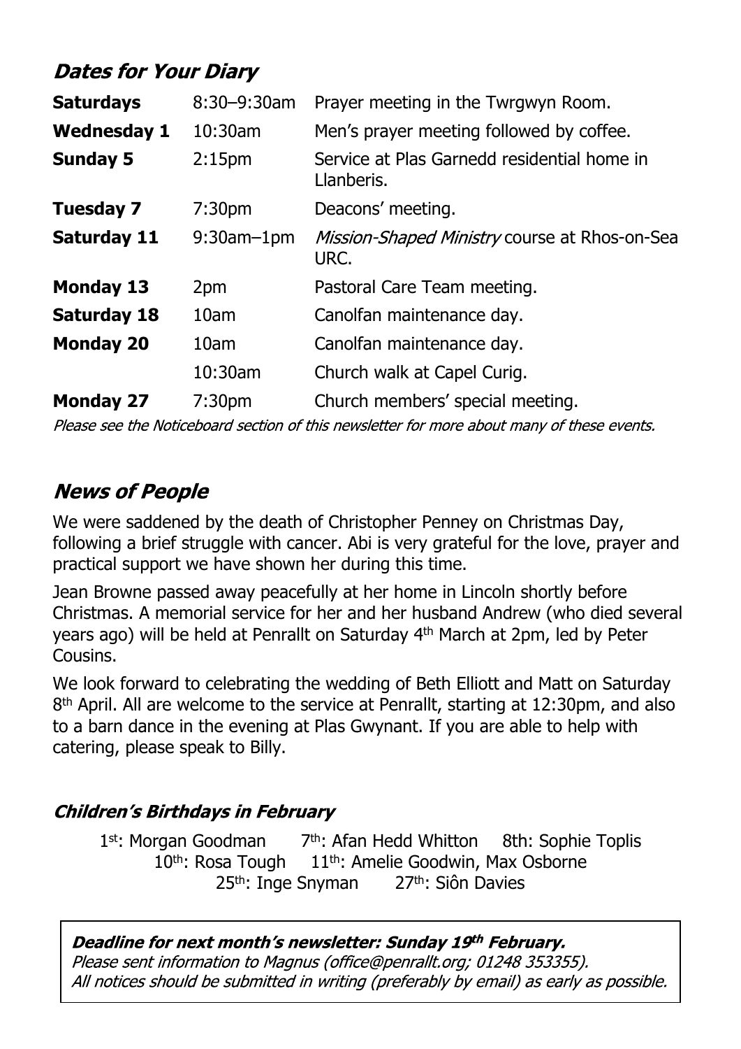## *Dates for Your Diary*

| | | |
|---|---|---|
| **Saturdays** | 8:30–9:30am | Prayer meeting in the Twrgwyn Room. |
| **Wednesday 1** | 10:30am | Men's prayer meeting followed by coffee. |
| **Sunday 5** | 2:15pm | Service at Plas Garnedd residential home in Llanberis. |
| **Tuesday 7** | 7:30pm | Deacons' meeting. |
| **Saturday 11** | 9:30am–1pm | *Mission-Shaped Ministry* course at Rhos-on-Sea URC. |
| **Monday 13** | 2pm | Pastoral Care Team meeting. |
| **Saturday 18** | 10am | Canolfan maintenance day. |
| **Monday 20** | 10am | Canolfan maintenance day. |
| | 10:30am | Church walk at Capel Curig. |
| **Monday 27** | 7:30pm | Church members' special meeting. |

*Please see the Noticeboard section of this newsletter for more about many of these events.*

## *News of People*

We were saddened by the death of Christopher Penney on Christmas Day, following a brief struggle with cancer. Abi is very grateful for the love, prayer and practical support we have shown her during this time.

Jean Browne passed away peacefully at her home in Lincoln shortly before Christmas. A memorial service for her and her husband Andrew (who died several years ago) will be held at Penrallt on Saturday 4th March at 2pm, led by Peter Cousins.

We look forward to celebrating the wedding of Beth Elliott and Matt on Saturday 8th April. All are welcome to the service at Penrallt, starting at 12:30pm, and also to a barn dance in the evening at Plas Gwynant. If you are able to help with catering, please speak to Billy.

### *Children's Birthdays in February*

1st: Morgan Goodman 7th: Afan Hedd Whitton 8th: Sophie Toplis
10th: Rosa Tough 11th: Amelie Goodwin, Max Osborne
25th: Inge Snyman 27th: Siôn Davies

***Deadline for next month's newsletter: Sunday 19th February.***
*Please sent information to Magnus (office@penrallt.org; 01248 353355).*
*All notices should be submitted in writing (preferably by email) as early as possible.*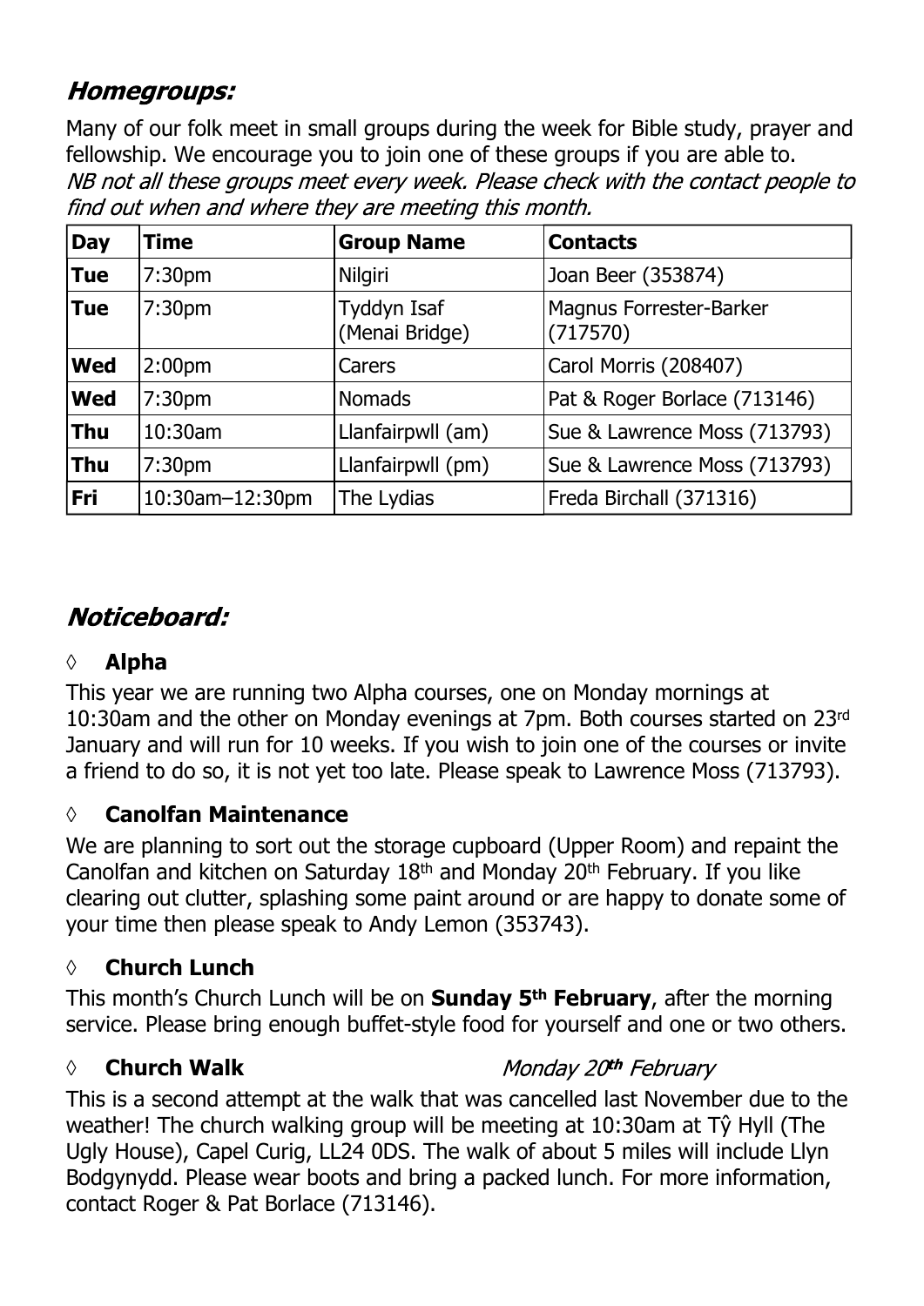## Homegroups:

Many of our folk meet in small groups during the week for Bible study, prayer and fellowship. We encourage you to join one of these groups if you are able to.
*NB not all these groups meet every week. Please check with the contact people to find out when and where they are meeting this month.*

| Day | Time | Group Name | Contacts |
|---|---|---|---|
| **Tue** | 7:30pm | Nilgiri | Joan Beer (353874) |
| **Tue** | 7:30pm | Tyddyn Isaf (Menai Bridge) | Magnus Forrester-Barker (717570) |
| **Wed** | 2:00pm | Carers | Carol Morris (208407) |
| **Wed** | 7:30pm | Nomads | Pat & Roger Borlace (713146) |
| **Thu** | 10:30am | Llanfairpwll (am) | Sue & Lawrence Moss (713793) |
| **Thu** | 7:30pm | Llanfairpwll (pm) | Sue & Lawrence Moss (713793) |
| **Fri** | 10:30am–12:30pm | The Lydias | Freda Birchall (371316) |

## Noticeboard:

### ◊ Alpha

This year we are running two Alpha courses, one on Monday mornings at 10:30am and the other on Monday evenings at 7pm. Both courses started on 23rd January and will run for 10 weeks. If you wish to join one of the courses or invite a friend to do so, it is not yet too late. Please speak to Lawrence Moss (713793).

### ◊ Canolfan Maintenance

We are planning to sort out the storage cupboard (Upper Room) and repaint the Canolfan and kitchen on Saturday 18th and Monday 20th February. If you like clearing out clutter, splashing some paint around or are happy to donate some of your time then please speak to Andy Lemon (353743).

### ◊ Church Lunch

This month's Church Lunch will be on **Sunday 5th February**, after the morning service. Please bring enough buffet-style food for yourself and one or two others.

### ◊ Church Walk — *Monday 20th February*

This is a second attempt at the walk that was cancelled last November due to the weather! The church walking group will be meeting at 10:30am at Tŷ Hyll (The Ugly House), Capel Curig, LL24 0DS. The walk of about 5 miles will include Llyn Bodgynydd. Please wear boots and bring a packed lunch. For more information, contact Roger & Pat Borlace (713146).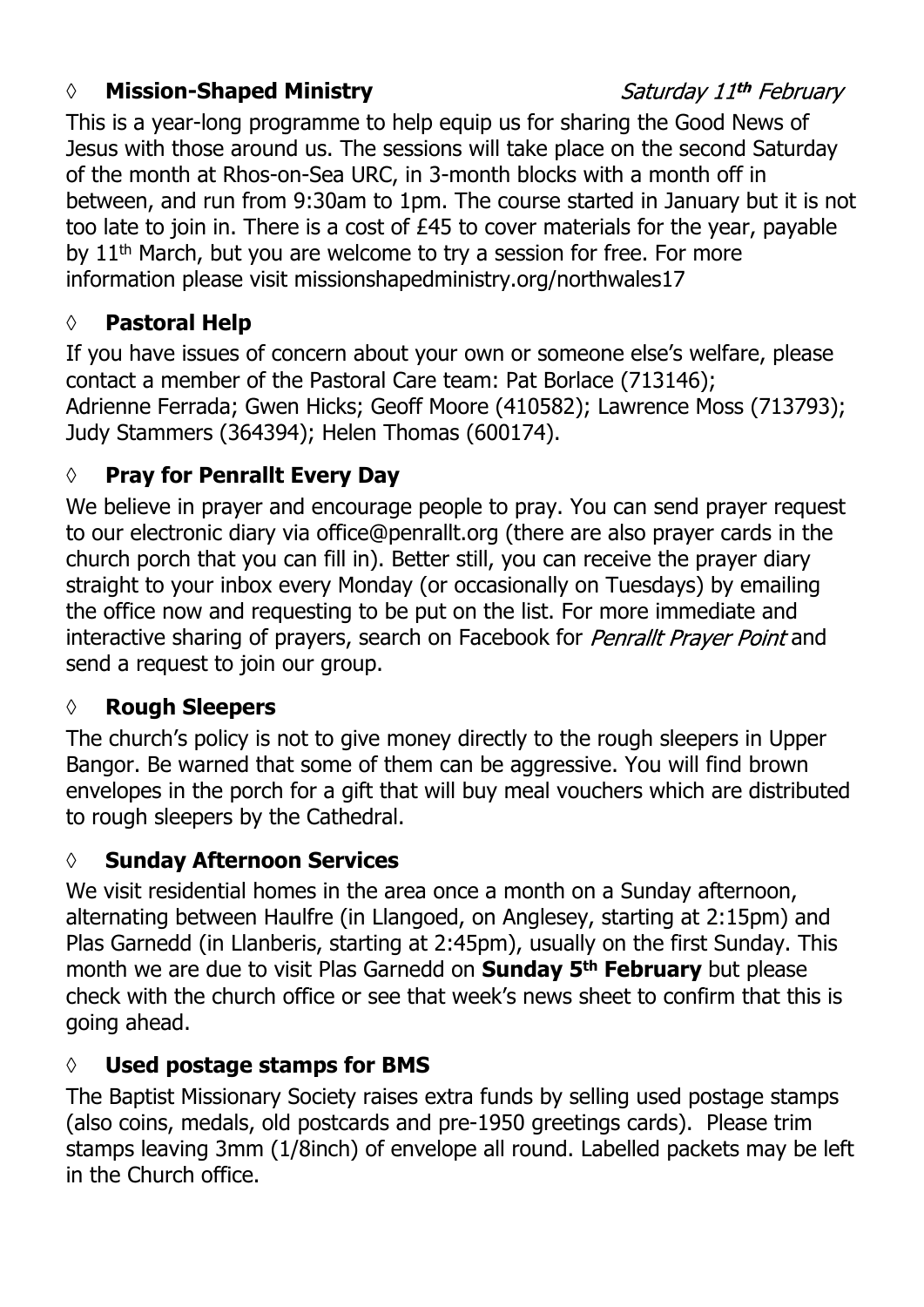### ◊ **Mission-Shaped Ministry** *Saturday 11th February*

This is a year-long programme to help equip us for sharing the Good News of Jesus with those around us. The sessions will take place on the second Saturday of the month at Rhos-on-Sea URC, in 3-month blocks with a month off in between, and run from 9:30am to 1pm. The course started in January but it is not too late to join in. There is a cost of £45 to cover materials for the year, payable by 11th March, but you are welcome to try a session for free. For more information please visit missionshapedministry.org/northwales17

### ◊ **Pastoral Help**

If you have issues of concern about your own or someone else's welfare, please contact a member of the Pastoral Care team: Pat Borlace (713146); Adrienne Ferrada; Gwen Hicks; Geoff Moore (410582); Lawrence Moss (713793); Judy Stammers (364394); Helen Thomas (600174).

### ◊ **Pray for Penrallt Every Day**

We believe in prayer and encourage people to pray. You can send prayer request to our electronic diary via office@penrallt.org (there are also prayer cards in the church porch that you can fill in). Better still, you can receive the prayer diary straight to your inbox every Monday (or occasionally on Tuesdays) by emailing the office now and requesting to be put on the list. For more immediate and interactive sharing of prayers, search on Facebook for *Penrallt Prayer Point* and send a request to join our group.

### ◊ **Rough Sleepers**

The church's policy is not to give money directly to the rough sleepers in Upper Bangor. Be warned that some of them can be aggressive. You will find brown envelopes in the porch for a gift that will buy meal vouchers which are distributed to rough sleepers by the Cathedral.

### ◊ **Sunday Afternoon Services**

We visit residential homes in the area once a month on a Sunday afternoon, alternating between Haulfre (in Llangoed, on Anglesey, starting at 2:15pm) and Plas Garnedd (in Llanberis, starting at 2:45pm), usually on the first Sunday. This month we are due to visit Plas Garnedd on **Sunday 5th February** but please check with the church office or see that week's news sheet to confirm that this is going ahead.

### ◊ **Used postage stamps for BMS**

The Baptist Missionary Society raises extra funds by selling used postage stamps (also coins, medals, old postcards and pre-1950 greetings cards). Please trim stamps leaving 3mm (1/8inch) of envelope all round. Labelled packets may be left in the Church office.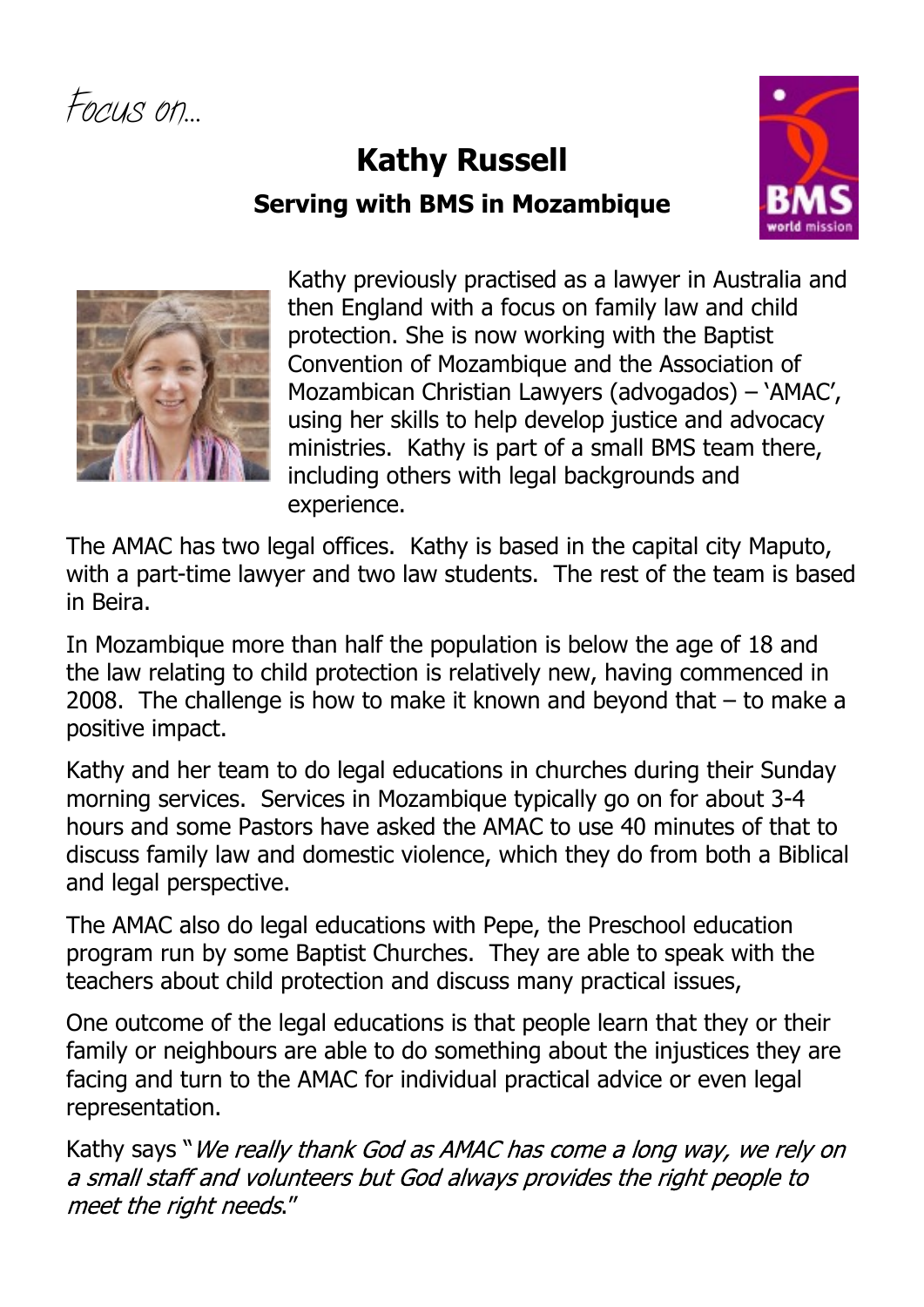*Focus on...*

# Kathy Russell

## Serving with BMS in Mozambique

Kathy previously practised as a lawyer in Australia and then England with a focus on family law and child protection. She is now working with the Baptist Convention of Mozambique and the Association of Mozambican Christian Lawyers (advogados) – 'AMAC', using her skills to help develop justice and advocacy ministries. Kathy is part of a small BMS team there, including others with legal backgrounds and experience.

The AMAC has two legal offices. Kathy is based in the capital city Maputo, with a part-time lawyer and two law students. The rest of the team is based in Beira.

In Mozambique more than half the population is below the age of 18 and the law relating to child protection is relatively new, having commenced in 2008. The challenge is how to make it known and beyond that – to make a positive impact.

Kathy and her team to do legal educations in churches during their Sunday morning services. Services in Mozambique typically go on for about 3-4 hours and some Pastors have asked the AMAC to use 40 minutes of that to discuss family law and domestic violence, which they do from both a Biblical and legal perspective.

The AMAC also do legal educations with Pepe, the Preschool education program run by some Baptist Churches. They are able to speak with the teachers about child protection and discuss many practical issues,

One outcome of the legal educations is that people learn that they or their family or neighbours are able to do something about the injustices they are facing and turn to the AMAC for individual practical advice or even legal representation.

Kathy says "*We really thank God as AMAC has come a long way, we rely on a small staff and volunteers but God always provides the right people to meet the right needs*."